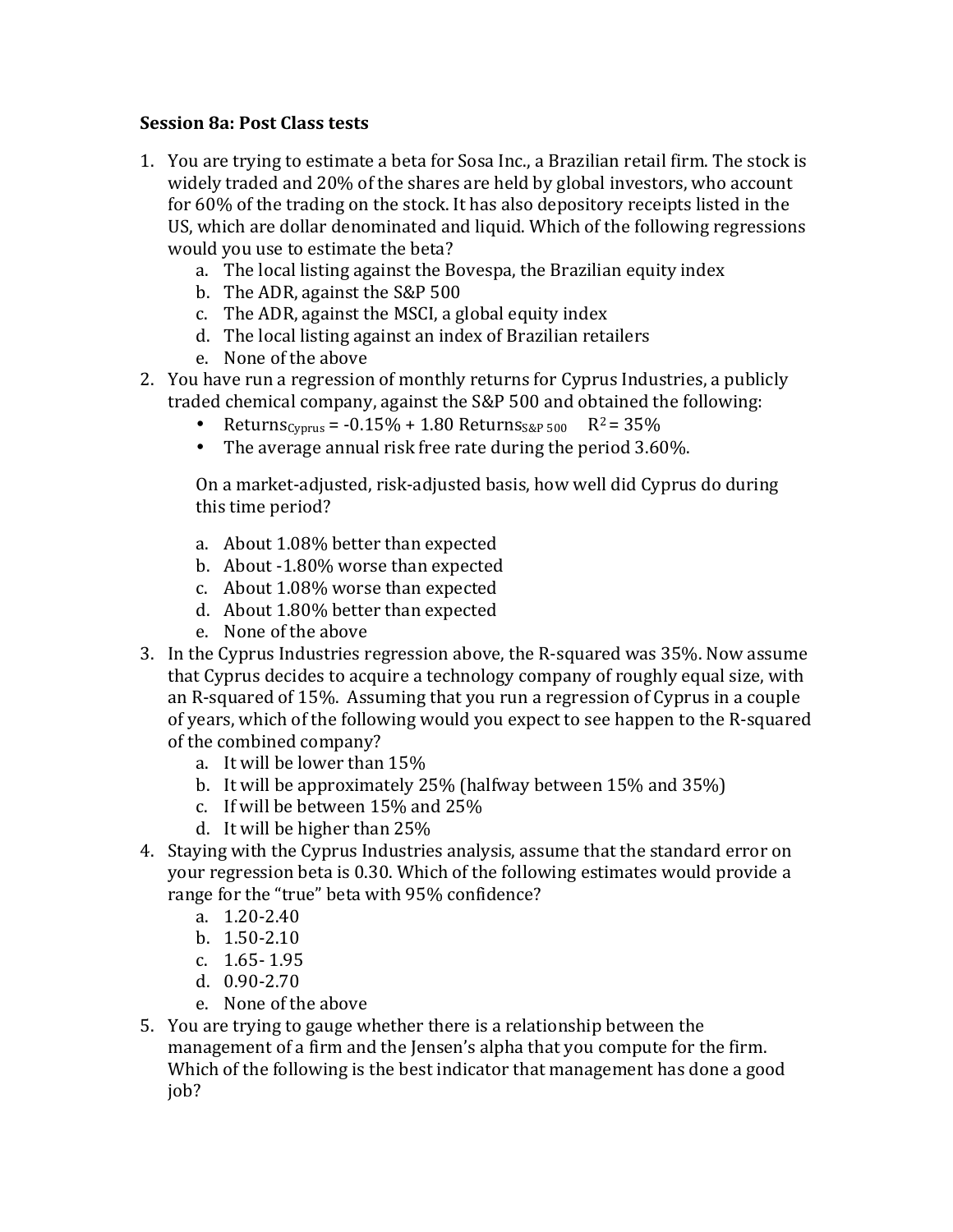**Session 8a: Post Class tests**

1. You are trying to estimate a beta for Sosa Inc., a Brazilian retail firm. The stock is widely traded and 20% of the shares are held by global investors, who account for 60% of the trading on the stock. It has also depository receipts listed in the US, which are dollar denominated and liquid. Which of the following regressions would you use to estimate the beta?
   a. The local listing against the Bovespa, the Brazilian equity index
   b. The ADR, against the S&P 500
   c. The ADR, against the MSCI, a global equity index
   d. The local listing against an index of Brazilian retailers
   e. None of the above
2. You have run a regression of monthly returns for Cyprus Industries, a publicly traded chemical company, against the S&P 500 and obtained the following:
   - $\text{Returns}_{\text{Cyprus}} = -0.15\% + 1.80\ \text{Returns}_{\text{S\&P 500}}$ $R^2 = 35\%$
   - The average annual risk free rate during the period 3.60%.

   On a market-adjusted, risk-adjusted basis, how well did Cyprus do during this time period?

   a. About 1.08% better than expected
   b. About -1.80% worse than expected
   c. About 1.08% worse than expected
   d. About 1.80% better than expected
   e. None of the above
3. In the Cyprus Industries regression above, the R-squared was 35%. Now assume that Cyprus decides to acquire a technology company of roughly equal size, with an R-squared of 15%. Assuming that you run a regression of Cyprus in a couple of years, which of the following would you expect to see happen to the R-squared of the combined company?
   a. It will be lower than 15%
   b. It will be approximately 25% (halfway between 15% and 35%)
   c. If will be between 15% and 25%
   d. It will be higher than 25%
4. Staying with the Cyprus Industries analysis, assume that the standard error on your regression beta is 0.30. Which of the following estimates would provide a range for the "true" beta with 95% confidence?
   a. 1.20-2.40
   b. 1.50-2.10
   c. 1.65- 1.95
   d. 0.90-2.70
   e. None of the above
5. You are trying to gauge whether there is a relationship between the management of a firm and the Jensen's alpha that you compute for the firm. Which of the following is the best indicator that management has done a good job?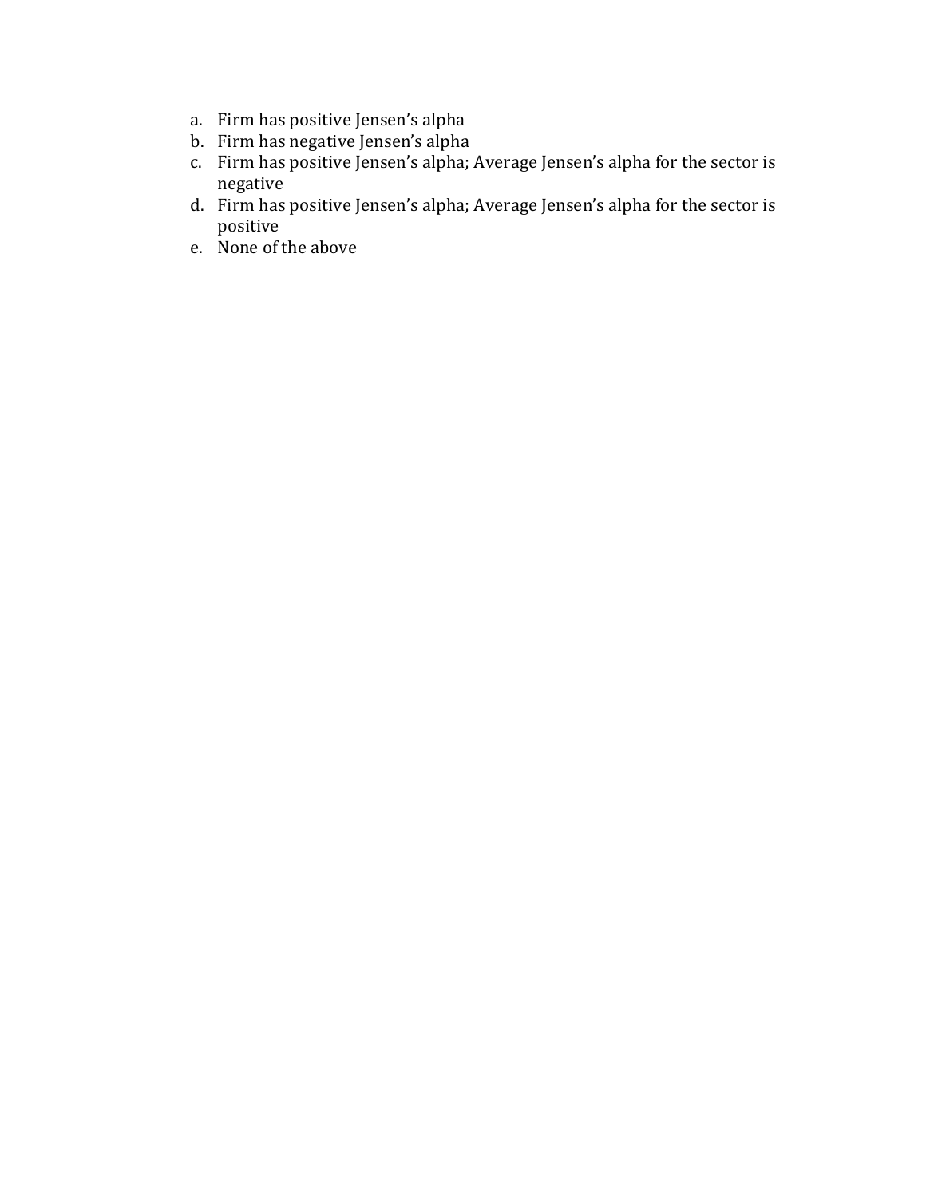a. Firm has positive Jensen's alpha
b. Firm has negative Jensen's alpha
c. Firm has positive Jensen's alpha; Average Jensen's alpha for the sector is negative
d. Firm has positive Jensen's alpha; Average Jensen's alpha for the sector is positive
e. None of the above